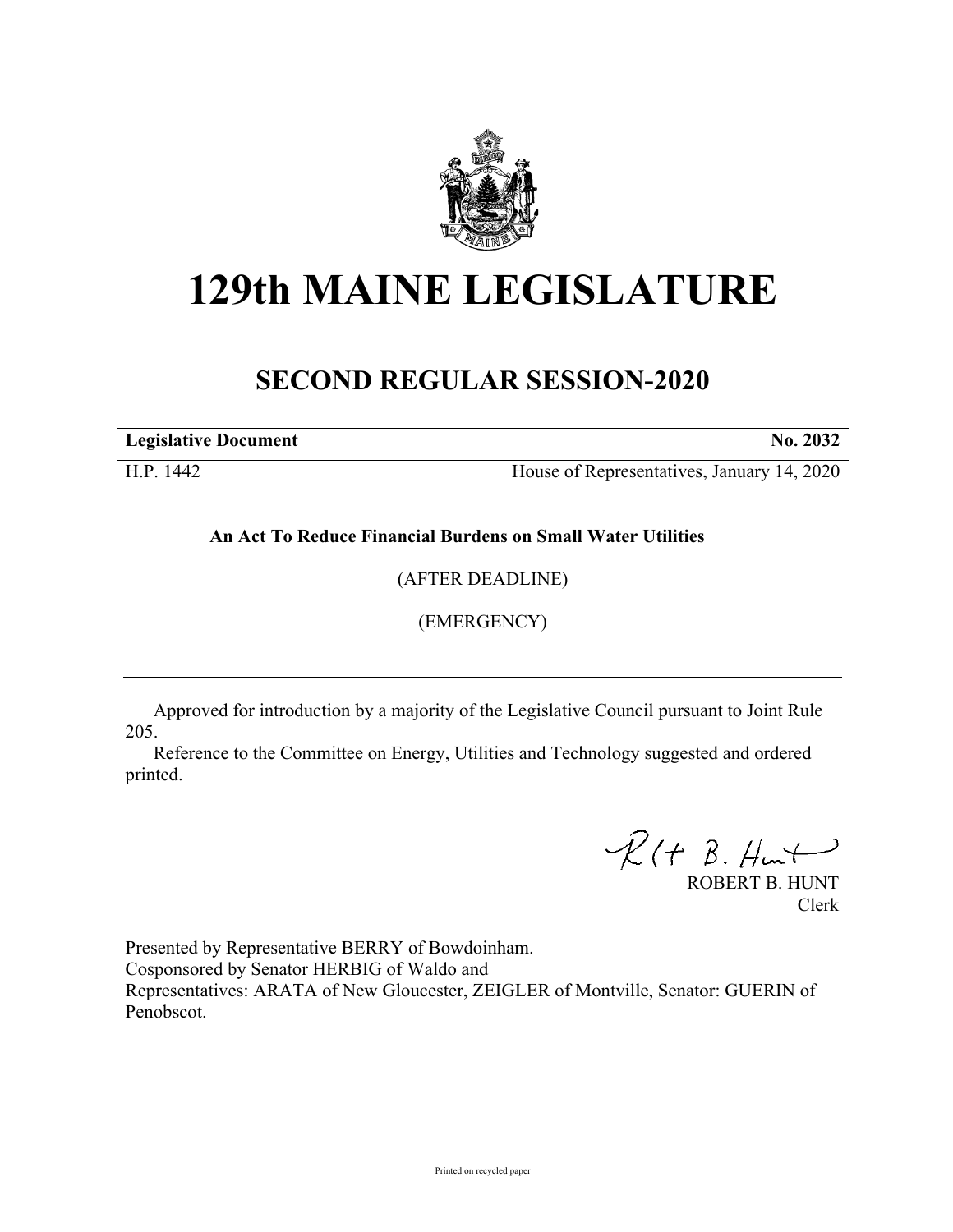# 129th MAINE LEGISLATURE

## SECOND REGULAR SESSION-2020

| **Legislative Document** | **No. 2032** |
|---|---|
| H.P. 1442 | House of Representatives, January 14, 2020 |

**An Act To Reduce Financial Burdens on Small Water Utilities**

(AFTER DEADLINE)

(EMERGENCY)

---

Approved for introduction by a majority of the Legislative Council pursuant to Joint Rule 205.

Reference to the Committee on Energy, Utilities and Technology suggested and ordered printed.

ROBERT B. HUNT
Clerk

Presented by Representative BERRY of Bowdoinham.
Cosponsored by Senator HERBIG of Waldo and
Representatives: ARATA of New Gloucester, ZEIGLER of Montville, Senator: GUERIN of Penobscot.

Printed on recycled paper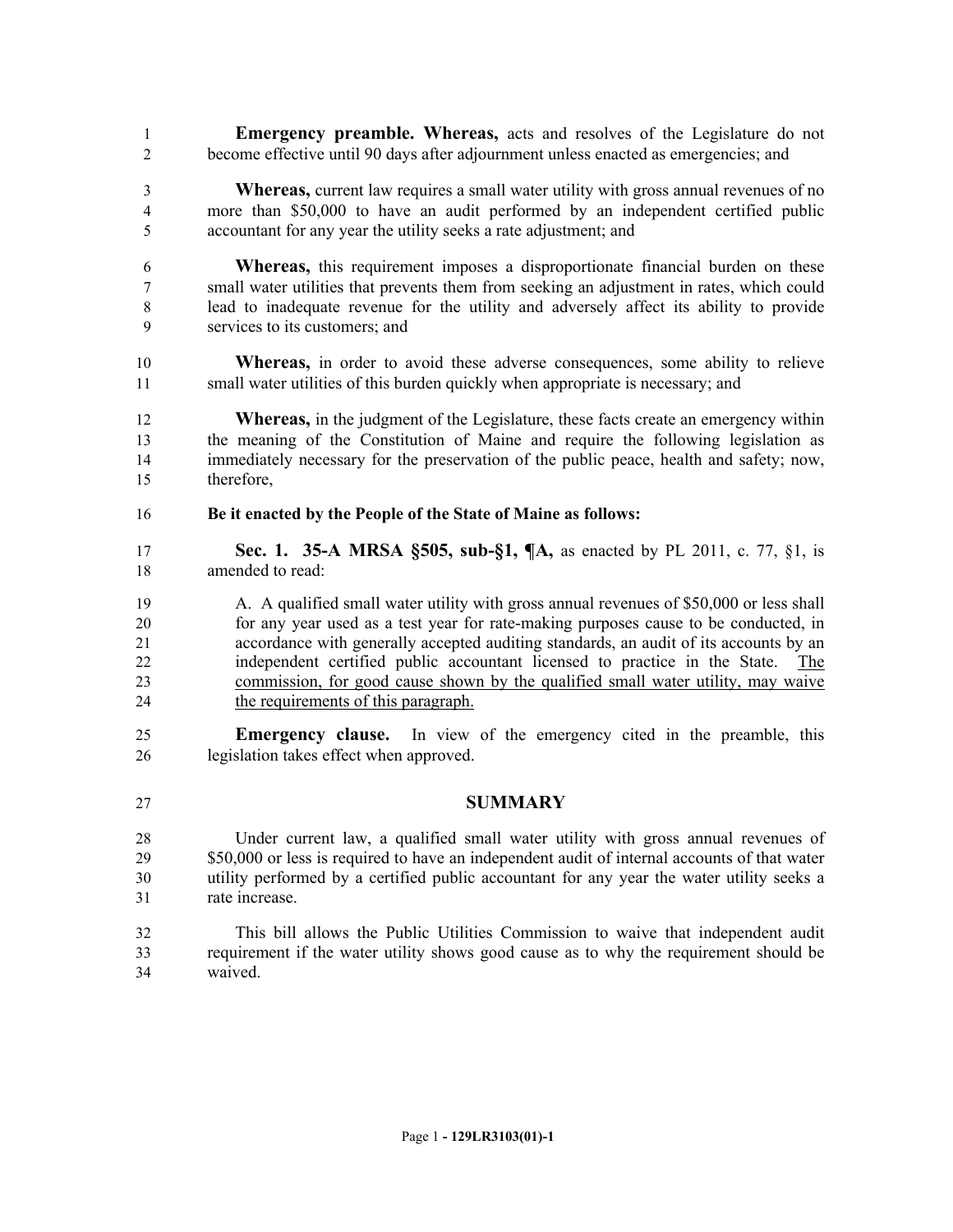**Emergency preamble. Whereas,** acts and resolves of the Legislature do not become effective until 90 days after adjournment unless enacted as emergencies; and

**Whereas,** current law requires a small water utility with gross annual revenues of no more than $50,000 to have an audit performed by an independent certified public accountant for any year the utility seeks a rate adjustment; and

**Whereas,** this requirement imposes a disproportionate financial burden on these small water utilities that prevents them from seeking an adjustment in rates, which could lead to inadequate revenue for the utility and adversely affect its ability to provide services to its customers; and

**Whereas,** in order to avoid these adverse consequences, some ability to relieve small water utilities of this burden quickly when appropriate is necessary; and

**Whereas,** in the judgment of the Legislature, these facts create an emergency within the meaning of the Constitution of Maine and require the following legislation as immediately necessary for the preservation of the public peace, health and safety; now, therefore,

**Be it enacted by the People of the State of Maine as follows:**

**Sec. 1. 35-A MRSA §505, sub-§1, ¶A,** as enacted by PL 2011, c. 77, §1, is amended to read:

A. A qualified small water utility with gross annual revenues of $50,000 or less shall for any year used as a test year for rate-making purposes cause to be conducted, in accordance with generally accepted auditing standards, an audit of its accounts by an independent certified public accountant licensed to practice in the State. <u>The commission, for good cause shown by the qualified small water utility, may waive the requirements of this paragraph.</u>

**Emergency clause.** In view of the emergency cited in the preamble, this legislation takes effect when approved.

## SUMMARY

Under current law, a qualified small water utility with gross annual revenues of $50,000 or less is required to have an independent audit of internal accounts of that water utility performed by a certified public accountant for any year the water utility seeks a rate increase.

This bill allows the Public Utilities Commission to waive that independent audit requirement if the water utility shows good cause as to why the requirement should be waived.